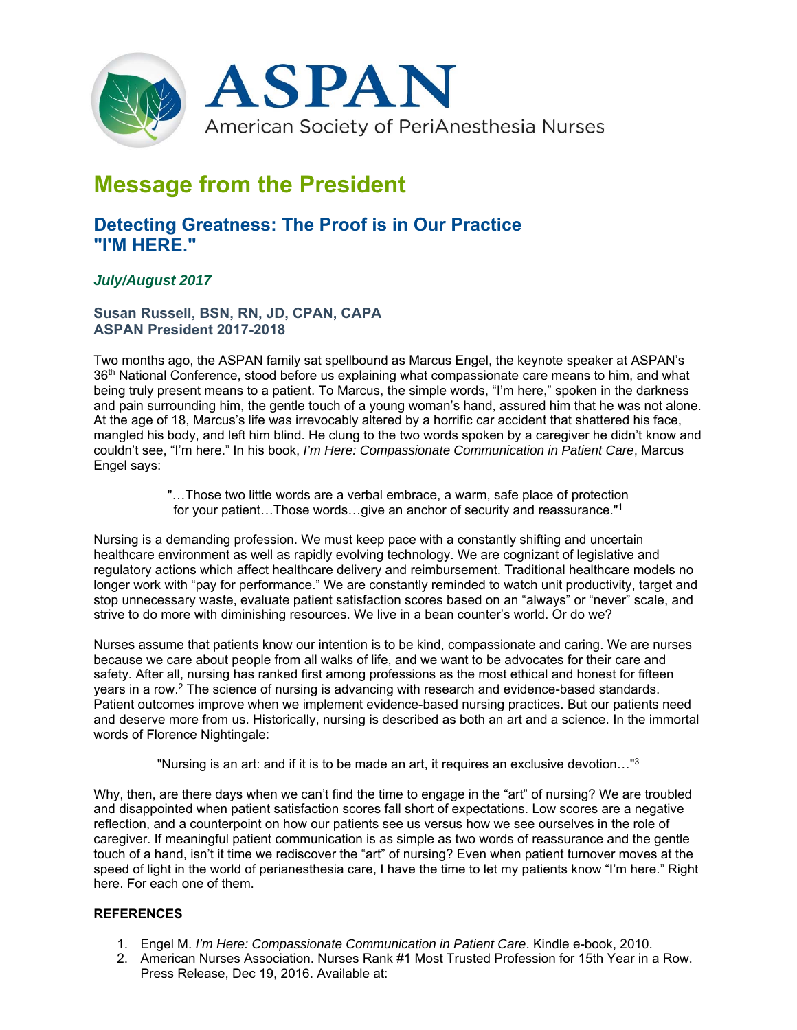# ASPAN

American Society of PeriAnesthesia Nurses

## Message from the President

### Detecting Greatness: The Proof is in Our Practice "I'M HERE."

***July/August 2017***

**Susan Russell, BSN, RN, JD, CPAN, CAPA**
**ASPAN President 2017-2018**

Two months ago, the ASPAN family sat spellbound as Marcus Engel, the keynote speaker at ASPAN's 36th National Conference, stood before us explaining what compassionate care means to him, and what being truly present means to a patient. To Marcus, the simple words, "I'm here," spoken in the darkness and pain surrounding him, the gentle touch of a young woman's hand, assured him that he was not alone. At the age of 18, Marcus's life was irrevocably altered by a horrific car accident that shattered his face, mangled his body, and left him blind. He clung to the two words spoken by a caregiver he didn't know and couldn't see, "I'm here." In his book, *I'm Here: Compassionate Communication in Patient Care*, Marcus Engel says:

> "…Those two little words are a verbal embrace, a warm, safe place of protection for your patient…Those words…give an anchor of security and reassurance."[1]

Nursing is a demanding profession. We must keep pace with a constantly shifting and uncertain healthcare environment as well as rapidly evolving technology. We are cognizant of legislative and regulatory actions which affect healthcare delivery and reimbursement. Traditional healthcare models no longer work with "pay for performance." We are constantly reminded to watch unit productivity, target and stop unnecessary waste, evaluate patient satisfaction scores based on an "always" or "never" scale, and strive to do more with diminishing resources. We live in a bean counter's world. Or do we?

Nurses assume that patients know our intention is to be kind, compassionate and caring. We are nurses because we care about people from all walks of life, and we want to be advocates for their care and safety. After all, nursing has ranked first among professions as the most ethical and honest for fifteen years in a row.[2] The science of nursing is advancing with research and evidence-based standards. Patient outcomes improve when we implement evidence-based nursing practices. But our patients need and deserve more from us. Historically, nursing is described as both an art and a science. In the immortal words of Florence Nightingale:

> "Nursing is an art: and if it is to be made an art, it requires an exclusive devotion…"[3]

Why, then, are there days when we can't find the time to engage in the "art" of nursing? We are troubled and disappointed when patient satisfaction scores fall short of expectations. Low scores are a negative reflection, and a counterpoint on how our patients see us versus how we see ourselves in the role of caregiver. If meaningful patient communication is as simple as two words of reassurance and the gentle touch of a hand, isn't it time we rediscover the "art" of nursing? Even when patient turnover moves at the speed of light in the world of perianesthesia care, I have the time to let my patients know "I'm here." Right here. For each one of them.

**REFERENCES**

1. Engel M. *I'm Here: Compassionate Communication in Patient Care*. Kindle e-book, 2010.
2. American Nurses Association. Nurses Rank #1 Most Trusted Profession for 15th Year in a Row. Press Release, Dec 19, 2016. Available at: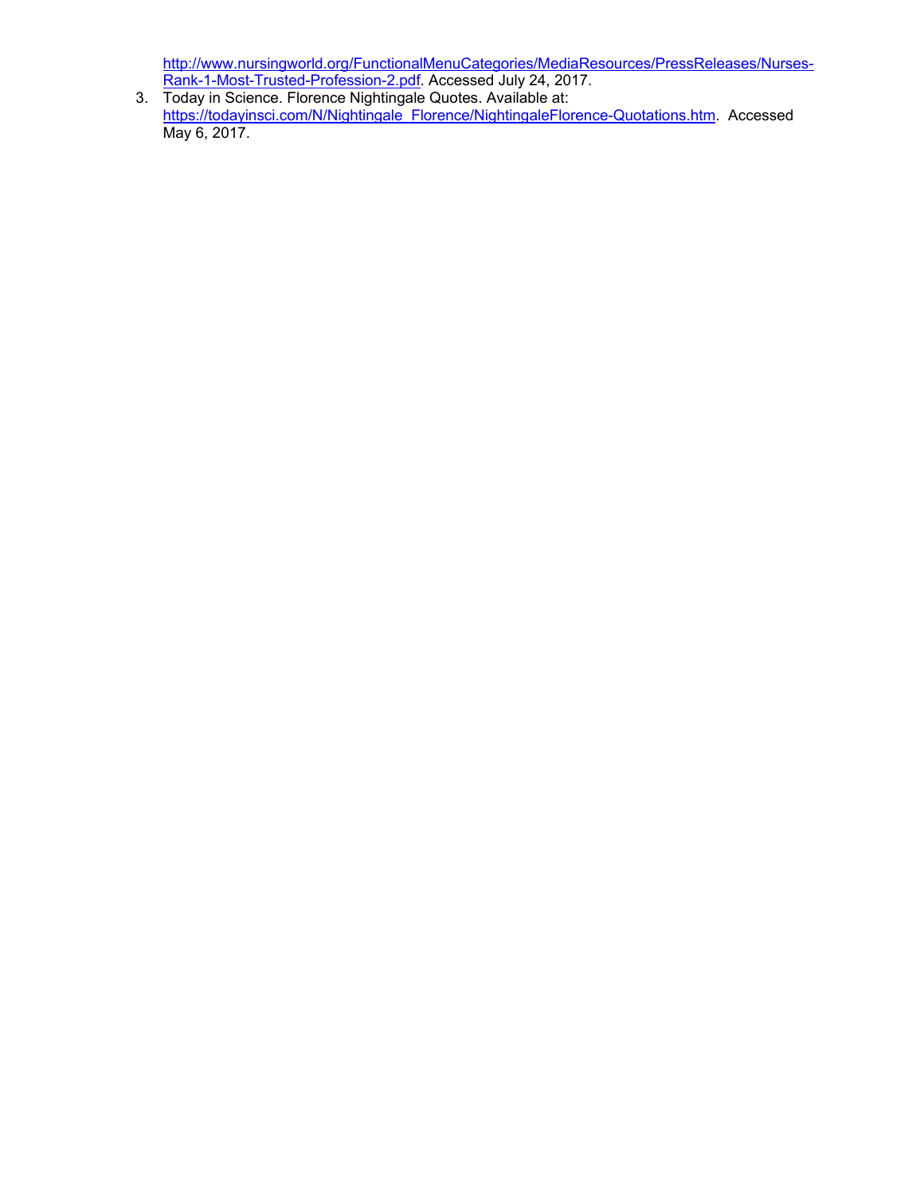http://www.nursingworld.org/FunctionalMenuCategories/MediaResources/PressReleases/Nurses-Rank-1-Most-Trusted-Profession-2.pdf. Accessed July 24, 2017.

3. Today in Science. Florence Nightingale Quotes. Available at: https://todayinsci.com/N/Nightingale_Florence/NightingaleFlorence-Quotations.htm. Accessed May 6, 2017.